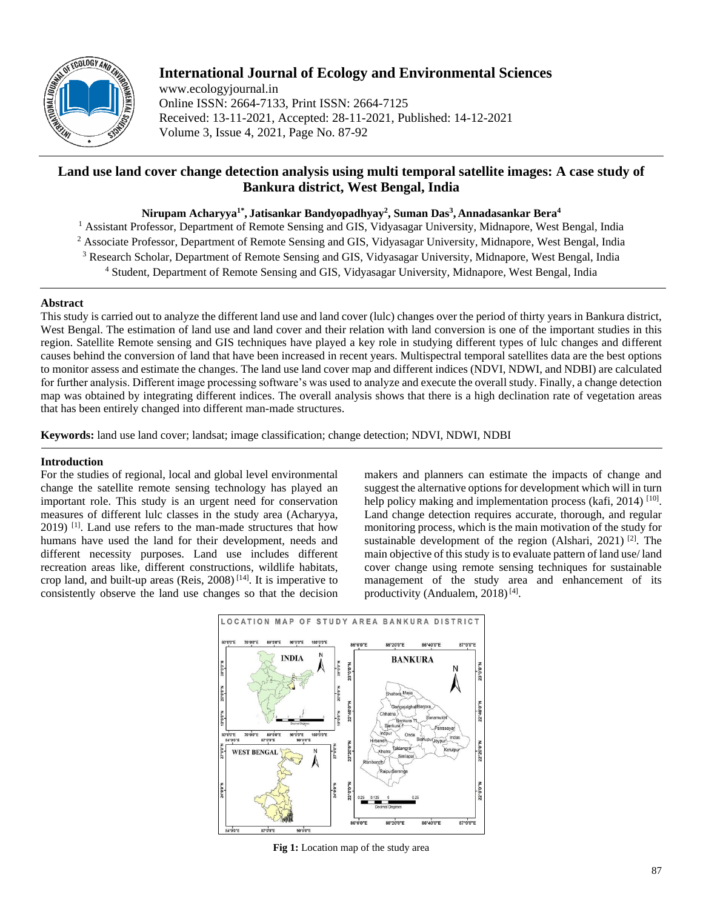# International Journal of Ecology and Environmental Sciences

www.ecologyjournal.in
Online ISSN: 2664-7133, Print ISSN: 2664-7125
Received: 13-11-2021, Accepted: 28-11-2021, Published: 14-12-2021
Volume 3, Issue 4, 2021, Page No. 87-92

## Land use land cover change detection analysis using multi temporal satellite images: A case study of Bankura district, West Bengal, India

**Nirupam Acharyya[1*], Jatisankar Bandyopadhyay[2], Suman Das[3], Annadasankar Bera[4]**

[1] Assistant Professor, Department of Remote Sensing and GIS, Vidyasagar University, Midnapore, West Bengal, India
[2] Associate Professor, Department of Remote Sensing and GIS, Vidyasagar University, Midnapore, West Bengal, India
[3] Research Scholar, Department of Remote Sensing and GIS, Vidyasagar University, Midnapore, West Bengal, India
[4] Student, Department of Remote Sensing and GIS, Vidyasagar University, Midnapore, West Bengal, India

### Abstract

This study is carried out to analyze the different land use and land cover (lulc) changes over the period of thirty years in Bankura district, West Bengal. The estimation of land use and land cover and their relation with land conversion is one of the important studies in this region. Satellite Remote sensing and GIS techniques have played a key role in studying different types of lulc changes and different causes behind the conversion of land that have been increased in recent years. Multispectral temporal satellites data are the best options to monitor assess and estimate the changes. The land use land cover map and different indices (NDVI, NDWI, and NDBI) are calculated for further analysis. Different image processing software's was used to analyze and execute the overall study. Finally, a change detection map was obtained by integrating different indices. The overall analysis shows that there is a high declination rate of vegetation areas that has been entirely changed into different man-made structures.

**Keywords:** land use land cover; landsat; image classification; change detection; NDVI, NDWI, NDBI

### Introduction

For the studies of regional, local and global level environmental change the satellite remote sensing technology has played an important role. This study is an urgent need for conservation measures of different lulc classes in the study area (Acharyya, 2019) [1]. Land use refers to the man-made structures that how humans have used the land for their development, needs and different necessity purposes. Land use includes different recreation areas like, different constructions, wildlife habitats, crop land, and built-up areas (Reis, 2008) [14]. It is imperative to consistently observe the land use changes so that the decision makers and planners can estimate the impacts of change and suggest the alternative options for development which will in turn help policy making and implementation process (kafi, 2014) [10]. Land change detection requires accurate, thorough, and regular monitoring process, which is the main motivation of the study for sustainable development of the region (Alshari, 2021) [2]. The main objective of this study is to evaluate pattern of land use/ land cover change using remote sensing techniques for sustainable management of the study area and enhancement of its productivity (Andualem, 2018) [4].

**Fig 1:** Location map of the study area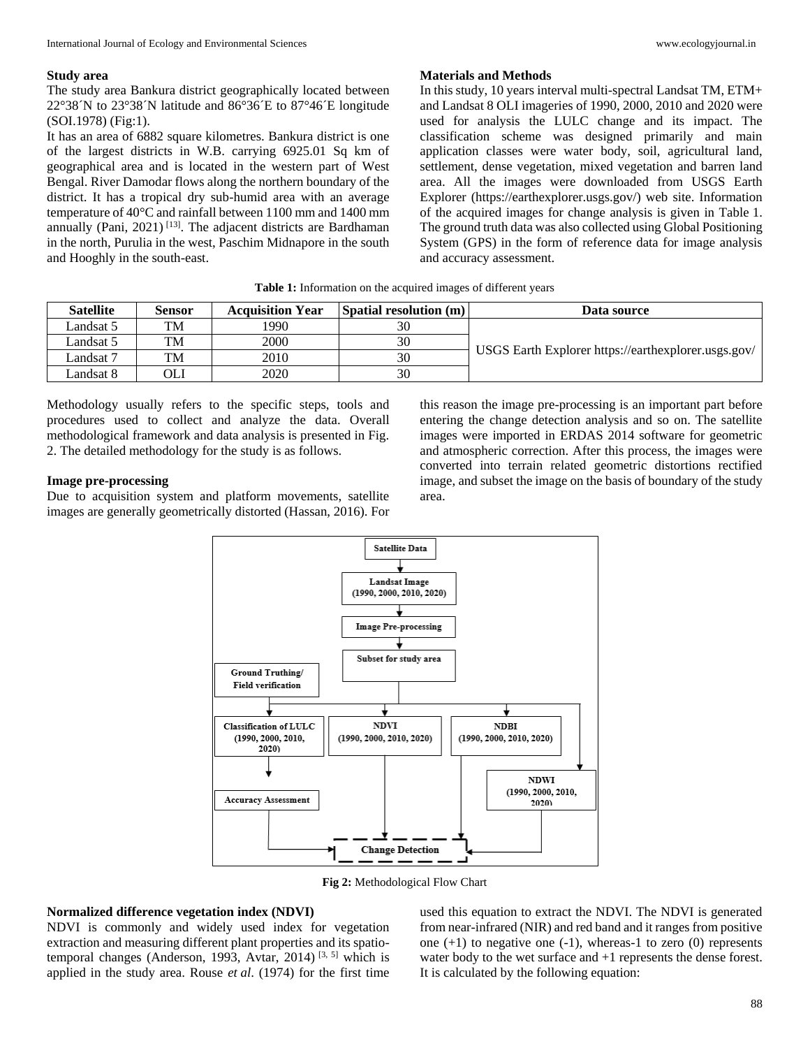## Study area

The study area Bankura district geographically located between 22°38´N to 23°38´N latitude and 86°36´E to 87°46´E longitude (SOI.1978) (Fig:1).

It has an area of 6882 square kilometres. Bankura district is one of the largest districts in W.B. carrying 6925.01 Sq km of geographical area and is located in the western part of West Bengal. River Damodar flows along the northern boundary of the district. It has a tropical dry sub-humid area with an average temperature of 40°C and rainfall between 1100 mm and 1400 mm annually (Pani, 2021) [13]. The adjacent districts are Bardhaman in the north, Purulia in the west, Paschim Midnapore in the south and Hooghly in the south-east.

## Materials and Methods

In this study, 10 years interval multi-spectral Landsat TM, ETM+ and Landsat 8 OLI imageries of 1990, 2000, 2010 and 2020 were used for analysis the LULC change and its impact. The classification scheme was designed primarily and main application classes were water body, soil, agricultural land, settlement, dense vegetation, mixed vegetation and barren land area. All the images were downloaded from USGS Earth Explorer (https://earthexplorer.usgs.gov/) web site. Information of the acquired images for change analysis is given in Table 1. The ground truth data was also collected using Global Positioning System (GPS) in the form of reference data for image analysis and accuracy assessment.

**Table 1:** Information on the acquired images of different years

| Satellite | Sensor | Acquisition Year | Spatial resolution (m) | Data source |
|---|---|---|---|---|
| Landsat 5 | TM | 1990 | 30 | USGS Earth Explorer https://earthexplorer.usgs.gov/ |
| Landsat 5 | TM | 2000 | 30 | |
| Landsat 7 | TM | 2010 | 30 | |
| Landsat 8 | OLI | 2020 | 30 | |

Methodology usually refers to the specific steps, tools and procedures used to collect and analyze the data. Overall methodological framework and data analysis is presented in Fig. 2. The detailed methodology for the study is as follows.

### Image pre-processing

Due to acquisition system and platform movements, satellite images are generally geometrically distorted (Hassan, 2016). For this reason the image pre-processing is an important part before entering the change detection analysis and so on. The satellite images were imported in ERDAS 2014 software for geometric and atmospheric correction. After this process, the images were converted into terrain related geometric distortions rectified image, and subset the image on the basis of boundary of the study area.

Satellite Data → Landsat Image (1990, 2000, 2010, 2020) → Image Pre-processing → Subset for study area → Classification of LULC (1990, 2000, 2010, 2020) [with Ground Truthing/ Field verification] → Accuracy Assessment; NDVI (1990, 2000, 2010, 2020); NDBI (1990, 2000, 2010, 2020); NDWI (1990, 2000, 2010, 2020) → Change Detection

**Fig 2:** Methodological Flow Chart

### Normalized difference vegetation index (NDVI)

NDVI is commonly and widely used index for vegetation extraction and measuring different plant properties and its spatio-temporal changes (Anderson, 1993, Avtar, 2014) [3, 5] which is applied in the study area. Rouse *et al*. (1974) for the first time used this equation to extract the NDVI. The NDVI is generated from near-infrared (NIR) and red band and it ranges from positive one (+1) to negative one (-1), whereas-1 to zero (0) represents water body to the wet surface and +1 represents the dense forest. It is calculated by the following equation: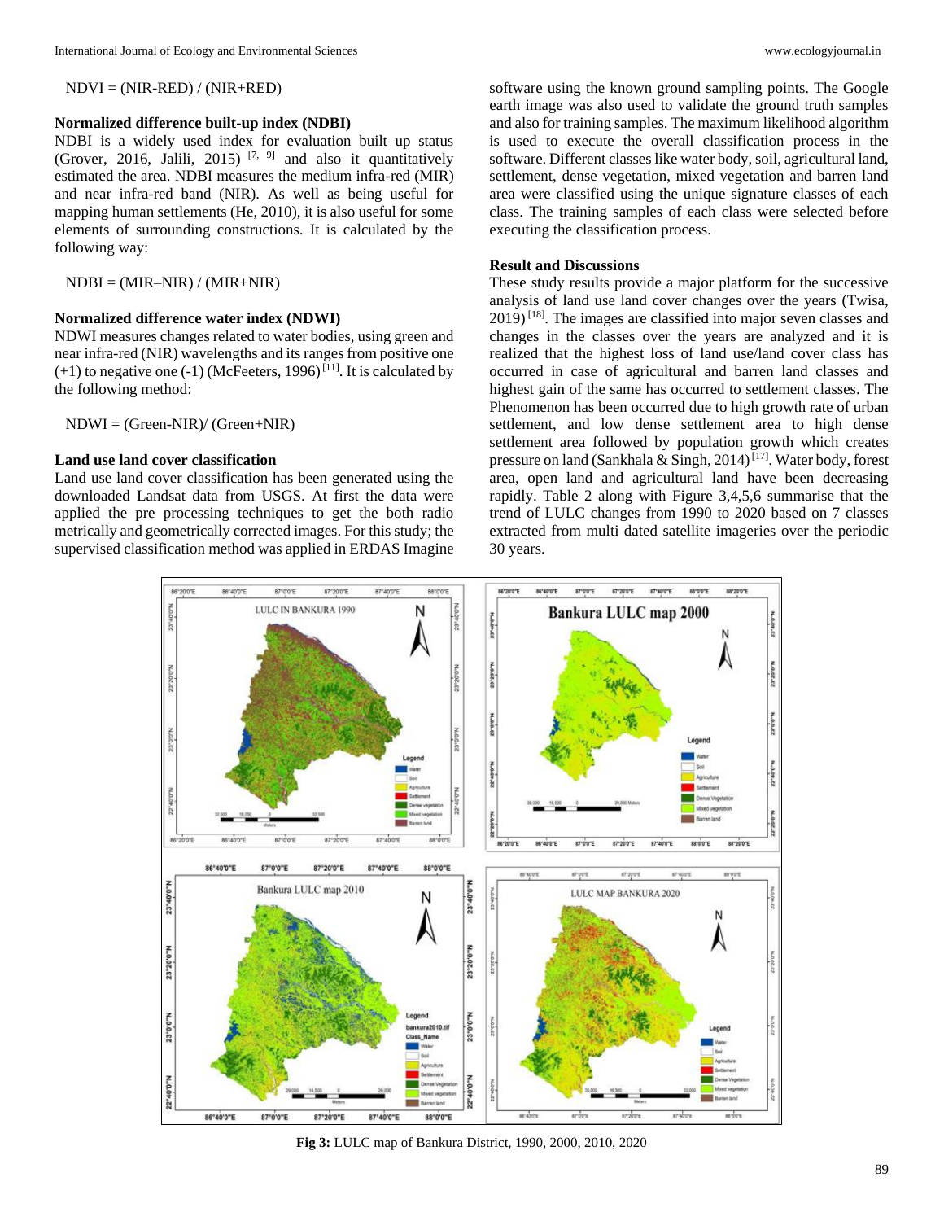NDVI = (NIR-RED) / (NIR+RED)

**Normalized difference built-up index (NDBI)**

NDBI is a widely used index for evaluation built up status (Grover, 2016, Jalili, 2015) [7, 9] and also it quantitatively estimated the area. NDBI measures the medium infra-red (MIR) and near infra-red band (NIR). As well as being useful for mapping human settlements (He, 2010), it is also useful for some elements of surrounding constructions. It is calculated by the following way:

NDBI = (MIR–NIR) / (MIR+NIR)

**Normalized difference water index (NDWI)**

NDWI measures changes related to water bodies, using green and near infra-red (NIR) wavelengths and its ranges from positive one (+1) to negative one (-1) (McFeeters, 1996) [11]. It is calculated by the following method:

NDWI = (Green-NIR)/ (Green+NIR)

**Land use land cover classification**

Land use land cover classification has been generated using the downloaded Landsat data from USGS. At first the data were applied the pre processing techniques to get the both radio metrically and geometrically corrected images. For this study; the supervised classification method was applied in ERDAS Imagine software using the known ground sampling points. The Google earth image was also used to validate the ground truth samples and also for training samples. The maximum likelihood algorithm is used to execute the overall classification process in the software. Different classes like water body, soil, agricultural land, settlement, dense vegetation, mixed vegetation and barren land area were classified using the unique signature classes of each class. The training samples of each class were selected before executing the classification process.

**Result and Discussions**

These study results provide a major platform for the successive analysis of land use land cover changes over the years (Twisa, 2019) [18]. The images are classified into major seven classes and changes in the classes over the years are analyzed and it is realized that the highest loss of land use/land cover class has occurred in case of agricultural and barren land classes and highest gain of the same has occurred to settlement classes. The Phenomenon has been occurred due to high growth rate of urban settlement, and low dense settlement area to high dense settlement area followed by population growth which creates pressure on land (Sankhala & Singh, 2014) [17]. Water body, forest area, open land and agricultural land have been decreasing rapidly. Table 2 along with Figure 3,4,5,6 summarise that the trend of LULC changes from 1990 to 2020 based on 7 classes extracted from multi dated satellite imageries over the periodic 30 years.

**Fig 3:** LULC map of Bankura District, 1990, 2000, 2010, 2020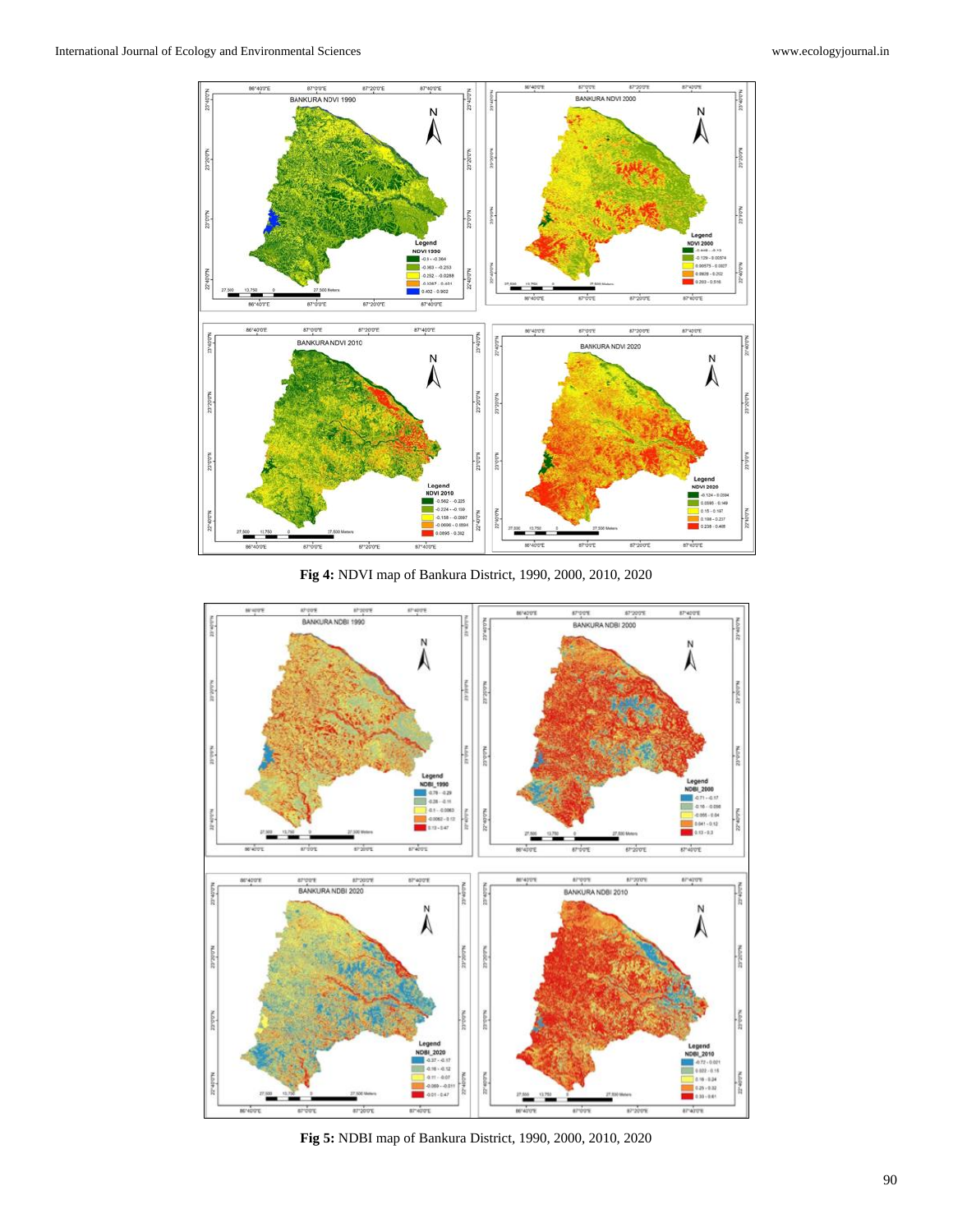**Fig 4:** NDVI map of Bankura District, 1990, 2000, 2010, 2020

**Fig 5:** NDBI map of Bankura District, 1990, 2000, 2010, 2020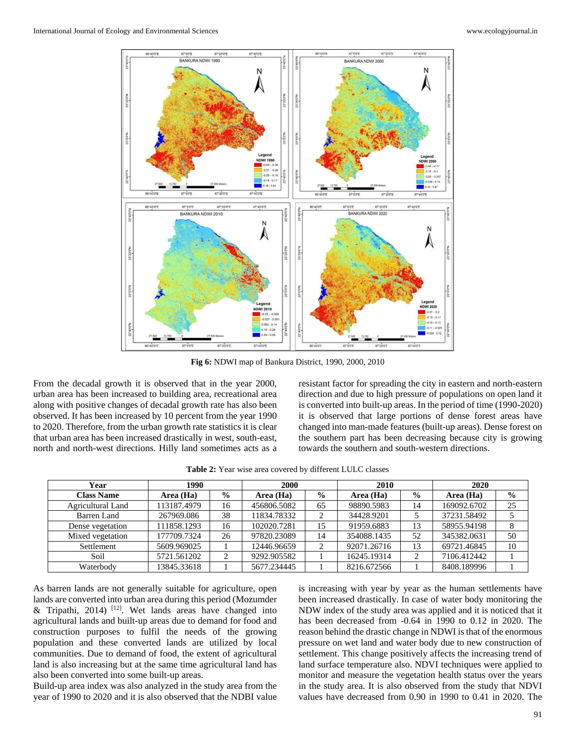Fig 6: NDWI map of Bankura District, 1990, 2000, 2010

From the decadal growth it is observed that in the year 2000, urban area has been increased to building area, recreational area along with positive changes of decadal growth rate has also been observed. It has been increased by 10 percent from the year 1990 to 2020. Therefore, from the urban growth rate statistics it is clear that urban area has been increased drastically in west, south-east, north and north-west directions. Hilly land sometimes acts as a resistant factor for spreading the city in eastern and north-eastern direction and due to high pressure of populations on open land it is converted into built-up areas. In the period of time (1990-2020) it is observed that large portions of dense forest areas have changed into man-made features (built-up areas). Dense forest on the southern part has been decreasing because city is growing towards the southern and south-western directions.

**Table 2:** Year wise area covered by different LULC classes

| Year | 1990 | | 2000 | | 2010 | | 2020 | |
|---|---|---|---|---|---|---|---|---|
| **Class Name** | **Area (Ha)** | **%** | **Area (Ha)** | **%** | **Area (Ha)** | **%** | **Area (Ha)** | **%** |
| Agricultural Land | 113187.4979 | 16 | 456806.5082 | 65 | 98890.5983 | 14 | 169092.6702 | 25 |
| Barren Land | 267969.086 | 38 | 11834.78332 | 2 | 34428.9201 | 5 | 37231.58492 | 5 |
| Dense vegetation | 111858.1293 | 16 | 102020.7281 | 15 | 91959.6883 | 13 | 58955.94198 | 8 |
| Mixed vegetation | 177709.7324 | 26 | 97820.23089 | 14 | 354088.1435 | 52 | 345382.0631 | 50 |
| Settlement | 5609.969025 | 1 | 12446.96659 | 2 | 92071.26716 | 13 | 69721.46845 | 10 |
| Soil | 5721.561202 | 2 | 9292.905582 | 1 | 16245.19314 | 2 | 7106.412442 | 1 |
| Waterbody | 13845.33618 | 1 | 5677.234445 | 1 | 8216.672566 | 1 | 8408.189996 | 1 |

As barren lands are not generally suitable for agriculture, open lands are converted into urban area during this period (Mozumder & Tripathi, 2014) [12]. Wet lands areas have changed into agricultural lands and built-up areas due to demand for food and construction purposes to fulfil the needs of the growing population and these converted lands are utilized by local communities. Due to demand of food, the extent of agricultural land is also increasing but at the same time agricultural land has also been converted into some built-up areas.

Build-up area index was also analyzed in the study area from the year of 1990 to 2020 and it is also observed that the NDBI value is increasing with year by year as the human settlements have been increased drastically. In case of water body monitoring the NDW index of the study area was applied and it is noticed that it has been decreased from -0.64 in 1990 to 0.12 in 2020. The reason behind the drastic change in NDWI is that of the enormous pressure on wet land and water body due to new construction of settlement. This change positively affects the increasing trend of land surface temperature also. NDVI techniques were applied to monitor and measure the vegetation health status over the years in the study area. It is also observed from the study that NDVI values have decreased from 0.90 in 1990 to 0.41 in 2020. The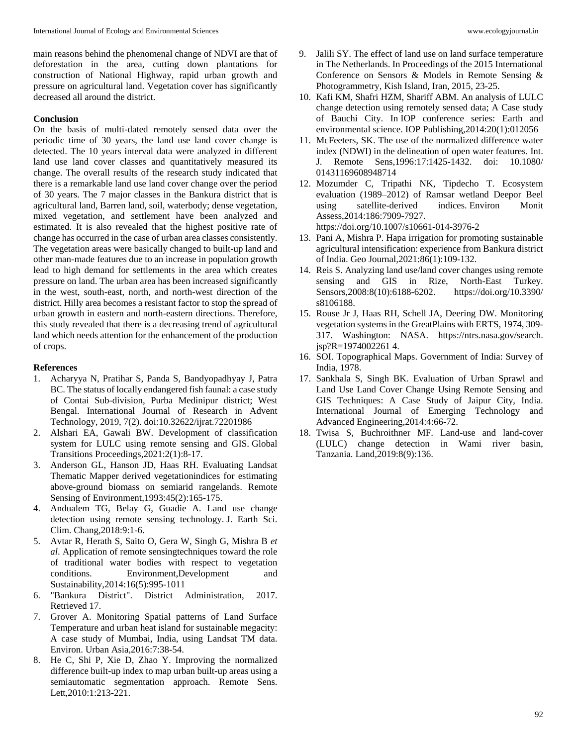main reasons behind the phenomenal change of NDVI are that of deforestation in the area, cutting down plantations for construction of National Highway, rapid urban growth and pressure on agricultural land. Vegetation cover has significantly decreased all around the district.

## Conclusion

On the basis of multi-dated remotely sensed data over the periodic time of 30 years, the land use land cover change is detected. The 10 years interval data were analyzed in different land use land cover classes and quantitatively measured its change. The overall results of the research study indicated that there is a remarkable land use land cover change over the period of 30 years. The 7 major classes in the Bankura district that is agricultural land, Barren land, soil, waterbody; dense vegetation, mixed vegetation, and settlement have been analyzed and estimated. It is also revealed that the highest positive rate of change has occurred in the case of urban area classes consistently. The vegetation areas were basically changed to built-up land and other man-made features due to an increase in population growth lead to high demand for settlements in the area which creates pressure on land. The urban area has been increased significantly in the west, south-east, north, and north-west direction of the district. Hilly area becomes a resistant factor to stop the spread of urban growth in eastern and north-eastern directions. Therefore, this study revealed that there is a decreasing trend of agricultural land which needs attention for the enhancement of the production of crops.

## References

1. Acharyya N, Pratihar S, Panda S, Bandyopadhyay J, Patra BC. The status of locally endangered fish faunal: a case study of Contai Sub-division, Purba Medinipur district; West Bengal. International Journal of Research in Advent Technology, 2019, 7(2). doi:10.32622/ijrat.72201986
2. Alshari EA, Gawali BW. Development of classification system for LULC using remote sensing and GIS. Global Transitions Proceedings,2021:2(1):8-17.
3. Anderson GL, Hanson JD, Haas RH. Evaluating Landsat Thematic Mapper derived vegetationindices for estimating above-ground biomass on semiarid rangelands. Remote Sensing of Environment,1993:45(2):165-175.
4. Andualem TG, Belay G, Guadie A. Land use change detection using remote sensing technology. J. Earth Sci. Clim. Chang,2018:9:1-6.
5. Avtar R, Herath S, Saito O, Gera W, Singh G, Mishra B *et al*. Application of remote sensingtechniques toward the role of traditional water bodies with respect to vegetation conditions. Environment,Development and Sustainability,2014:16(5):995-1011
6. "Bankura District". District Administration, 2017. Retrieved 17.
7. Grover A. Monitoring Spatial patterns of Land Surface Temperature and urban heat island for sustainable megacity: A case study of Mumbai, India, using Landsat TM data. Environ. Urban Asia,2016:7:38-54.
8. He C, Shi P, Xie D, Zhao Y. Improving the normalized difference built-up index to map urban built-up areas using a semiautomatic segmentation approach. Remote Sens. Lett,2010:1:213-221.
9. Jalili SY. The effect of land use on land surface temperature in The Netherlands. In Proceedings of the 2015 International Conference on Sensors & Models in Remote Sensing & Photogrammetry, Kish Island, Iran, 2015, 23-25.
10. Kafi KM, Shafri HZM, Shariff ABM. An analysis of LULC change detection using remotely sensed data; A Case study of Bauchi City. In IOP conference series: Earth and environmental science. IOP Publishing,2014:20(1):012056
11. McFeeters, SK. The use of the normalized difference water index (NDWI) in the delineation of open water features. Int. J. Remote Sens,1996:17:1425-1432. doi: 10.1080/ 01431169608948714
12. Mozumder C, Tripathi NK, Tipdecho T. Ecosystem evaluation (1989–2012) of Ramsar wetland Deepor Beel using satellite-derived indices. Environ Monit Assess,2014:186:7909-7927. https://doi.org/10.1007/s10661-014-3976-2
13. Pani A, Mishra P. Hapa irrigation for promoting sustainable agricultural intensification: experience from Bankura district of India. Geo Journal,2021:86(1):109-132.
14. Reis S. Analyzing land use/land cover changes using remote sensing and GIS in Rize, North-East Turkey. Sensors,2008:8(10):6188-6202. https://doi.org/10.3390/ s8106188.
15. Rouse Jr J, Haas RH, Schell JA, Deering DW. Monitoring vegetation systems in the GreatPlains with ERTS, 1974, 309-317. Washington: NASA. https://ntrs.nasa.gov/search. jsp?R=1974002261 4.
16. SOI. Topographical Maps. Government of India: Survey of India, 1978.
17. Sankhala S, Singh BK. Evaluation of Urban Sprawl and Land Use Land Cover Change Using Remote Sensing and GIS Techniques: A Case Study of Jaipur City, India. International Journal of Emerging Technology and Advanced Engineering,2014:4:66-72.
18. Twisa S, Buchroithner MF. Land-use and land-cover (LULC) change detection in Wami river basin, Tanzania. Land,2019:8(9):136.